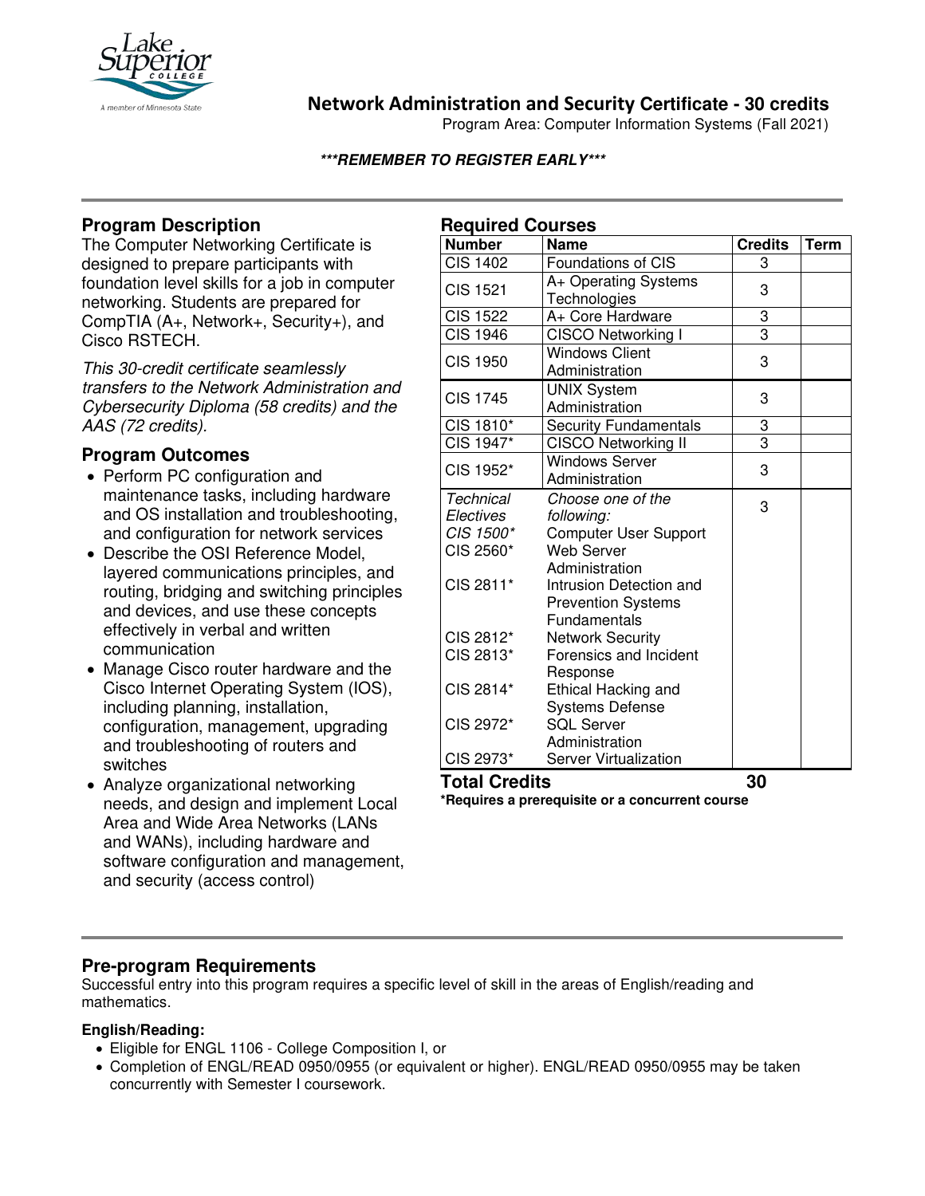# Network Administration and Security Certificate - 30 credits

Program Area: Computer Information Systems (Fall 2021)

***REMEMBER TO REGISTER EARLY***

## Program Description

The Computer Networking Certificate is designed to prepare participants with foundation level skills for a job in computer networking. Students are prepared for CompTIA (A+, Network+, Security+), and Cisco RSTECH.

*This 30-credit certificate seamlessly transfers to the Network Administration and Cybersecurity Diploma (58 credits) and the AAS (72 credits).*

## Program Outcomes

- Perform PC configuration and maintenance tasks, including hardware and OS installation and troubleshooting, and configuration for network services
- Describe the OSI Reference Model, layered communications principles, and routing, bridging and switching principles and devices, and use these concepts effectively in verbal and written communication
- Manage Cisco router hardware and the Cisco Internet Operating System (IOS), including planning, installation, configuration, management, upgrading and troubleshooting of routers and switches
- Analyze organizational networking needs, and design and implement Local Area and Wide Area Networks (LANs and WANs), including hardware and software configuration and management, and security (access control)

## Required Courses

| Number | Name | Credits | Term |
|---|---|---|---|
| CIS 1402 | Foundations of CIS | 3 | |
| CIS 1521 | A+ Operating Systems Technologies | 3 | |
| CIS 1522 | A+ Core Hardware | 3 | |
| CIS 1946 | CISCO Networking I | 3 | |
| CIS 1950 | Windows Client Administration | 3 | |
| CIS 1745 | UNIX System Administration | 3 | |
| CIS 1810* | Security Fundamentals | 3 | |
| CIS 1947* | CISCO Networking II | 3 | |
| CIS 1952* | Windows Server Administration | 3 | |
| *Technical Electives* | *Choose one of the following:* | 3 | |
| *CIS 1500** | Computer User Support | | |
| CIS 2560* | Web Server Administration | | |
| CIS 2811* | Intrusion Detection and Prevention Systems Fundamentals | | |
| CIS 2812* | Network Security | | |
| CIS 2813* | Forensics and Incident Response | | |
| CIS 2814* | Ethical Hacking and Systems Defense | | |
| CIS 2972* | SQL Server Administration | | |
| CIS 2973* | Server Virtualization | | |
| **Total Credits** | | **30** | |

***Requires a prerequisite or a concurrent course**

## Pre-program Requirements

Successful entry into this program requires a specific level of skill in the areas of English/reading and mathematics.

**English/Reading:**

- Eligible for ENGL 1106 - College Composition I, or
- Completion of ENGL/READ 0950/0955 (or equivalent or higher). ENGL/READ 0950/0955 may be taken concurrently with Semester I coursework.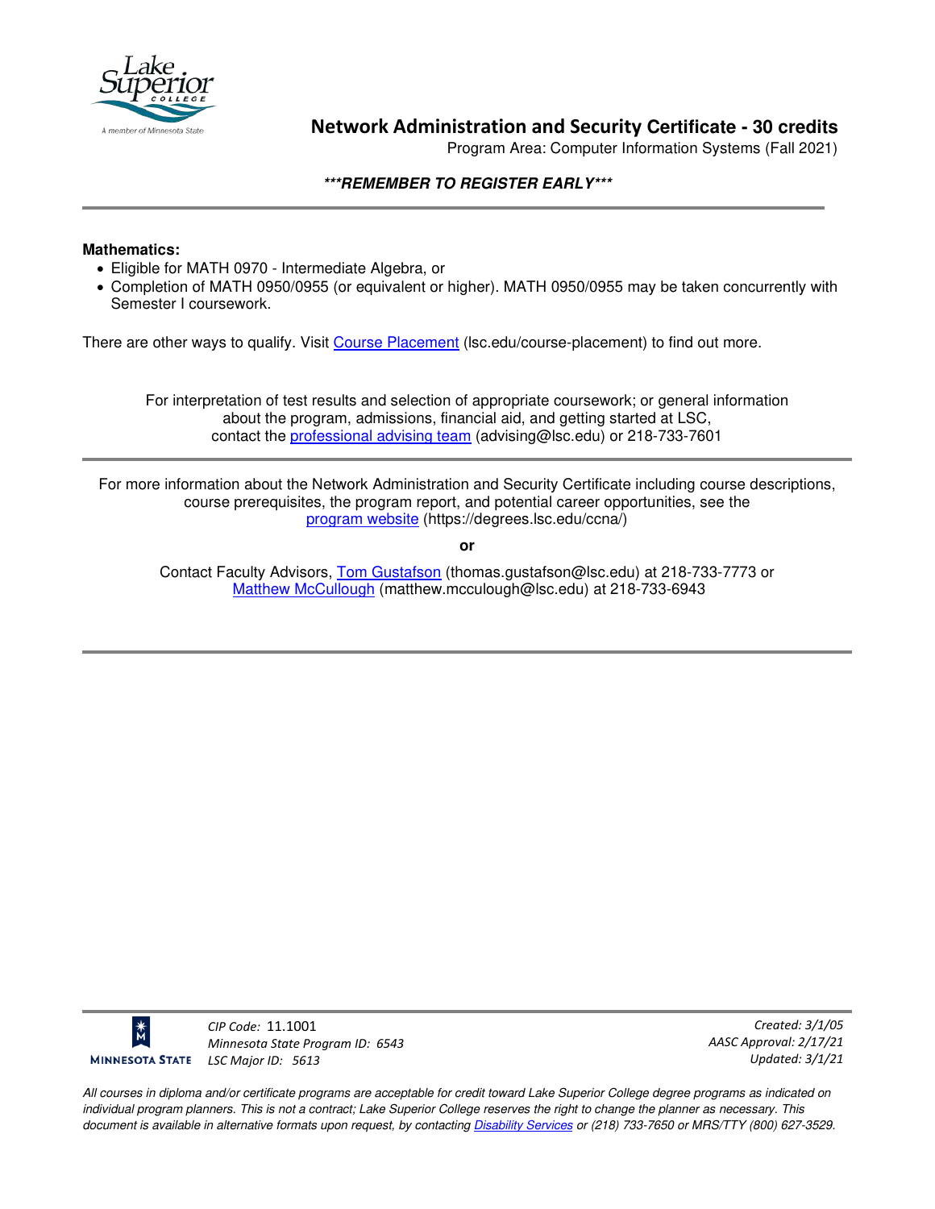# Network Administration and Security Certificate - 30 credits

Program Area: Computer Information Systems (Fall 2021)

***REMEMBER TO REGISTER EARLY***

**Mathematics:**

- Eligible for MATH 0970 - Intermediate Algebra, or
- Completion of MATH 0950/0955 (or equivalent or higher). MATH 0950/0955 may be taken concurrently with Semester I coursework.

There are other ways to qualify. Visit Course Placement (lsc.edu/course-placement) to find out more.

For interpretation of test results and selection of appropriate coursework; or general information about the program, admissions, financial aid, and getting started at LSC, contact the professional advising team (advising@lsc.edu) or 218-733-7601

For more information about the Network Administration and Security Certificate including course descriptions, course prerequisites, the program report, and potential career opportunities, see the program website (https://degrees.lsc.edu/ccna/)

**or**

Contact Faculty Advisors, Tom Gustafson (thomas.gustafson@lsc.edu) at 218-733-7773 or Matthew McCullough (matthew.mcculough@lsc.edu) at 218-733-6943

MINNESOTA STATE

*CIP Code:* 11.1001
*Minnesota State Program ID: 6543*
*LSC Major ID: 5613*

*Created: 3/1/05*
*AASC Approval: 2/17/21*
*Updated: 3/1/21*

*All courses in diploma and/or certificate programs are acceptable for credit toward Lake Superior College degree programs as indicated on individual program planners. This is not a contract; Lake Superior College reserves the right to change the planner as necessary. This document is available in alternative formats upon request, by contacting Disability Services or (218) 733-7650 or MRS/TTY (800) 627-3529.*